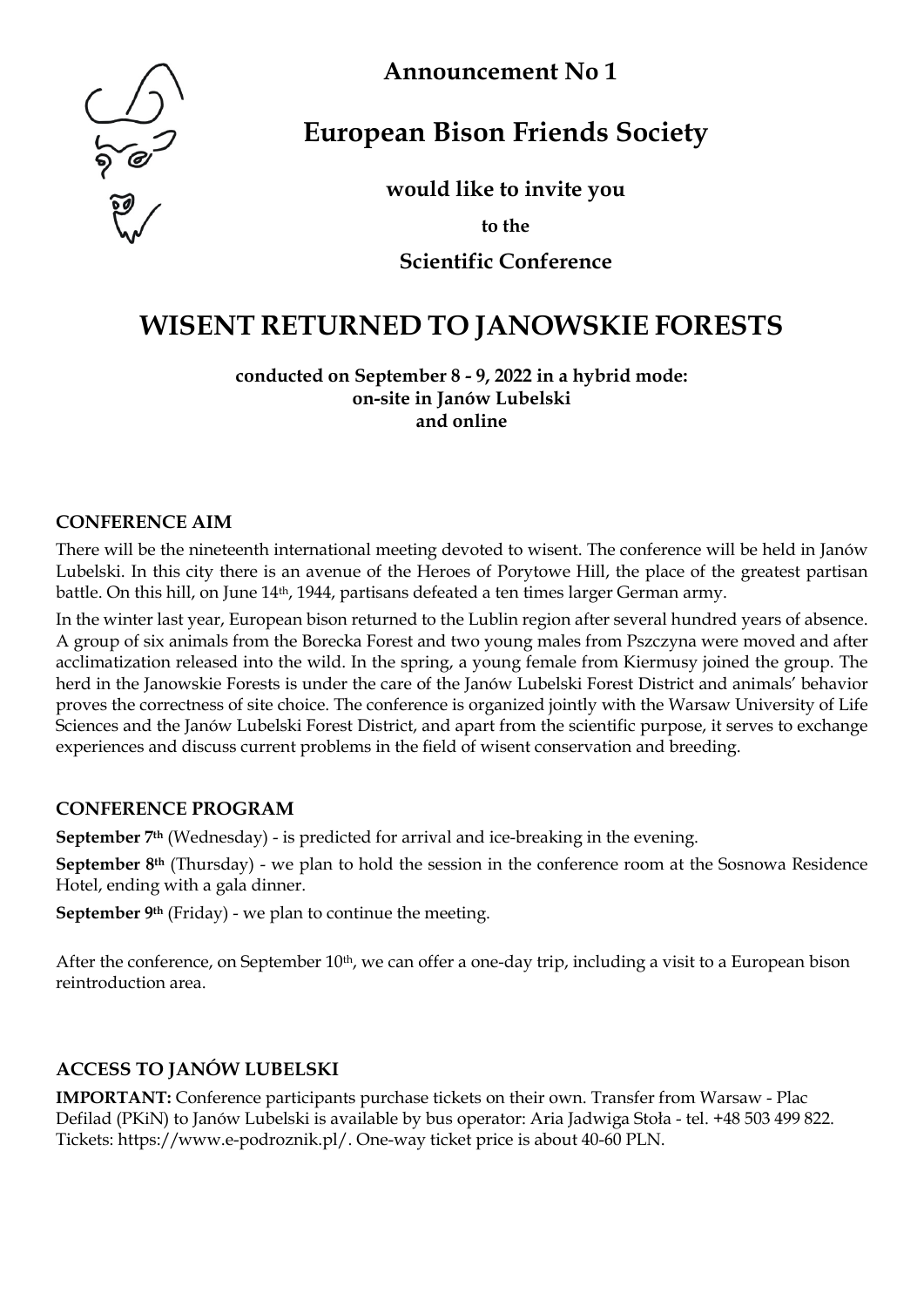**Announcement No 1**

# European Bison Friends Society

**would like to invite you**

**to the**

**Scientific Conference**

# WISENT RETURNED TO JANOWSKIE FORESTS

**conducted on September 8 - 9, 2022 in a hybrid mode:**
**on-site in Janów Lubelski**
**and online**

## CONFERENCE AIM

There will be the nineteenth international meeting devoted to wisent. The conference will be held in Janów Lubelski. In this city there is an avenue of the Heroes of Porytowe Hill, the place of the greatest partisan battle. On this hill, on June 14th, 1944, partisans defeated a ten times larger German army.

In the winter last year, European bison returned to the Lublin region after several hundred years of absence. A group of six animals from the Borecka Forest and two young males from Pszczyna were moved and after acclimatization released into the wild. In the spring, a young female from Kiermusy joined the group. The herd in the Janowskie Forests is under the care of the Janów Lubelski Forest District and animals' behavior proves the correctness of site choice. The conference is organized jointly with the Warsaw University of Life Sciences and the Janów Lubelski Forest District, and apart from the scientific purpose, it serves to exchange experiences and discuss current problems in the field of wisent conservation and breeding.

## CONFERENCE PROGRAM

**September 7th** (Wednesday) - is predicted for arrival and ice-breaking in the evening.

**September 8th** (Thursday) - we plan to hold the session in the conference room at the Sosnowa Residence Hotel, ending with a gala dinner.

**September 9th** (Friday) - we plan to continue the meeting.

After the conference, on September 10th, we can offer a one-day trip, including a visit to a European bison reintroduction area.

## ACCESS TO JANÓW LUBELSKI

**IMPORTANT:** Conference participants purchase tickets on their own. Transfer from Warsaw - Plac Defilad (PKiN) to Janów Lubelski is available by bus operator: Aria Jadwiga Stoła - tel. +48 503 499 822. Tickets: https://www.e-podroznik.pl/. One-way ticket price is about 40-60 PLN.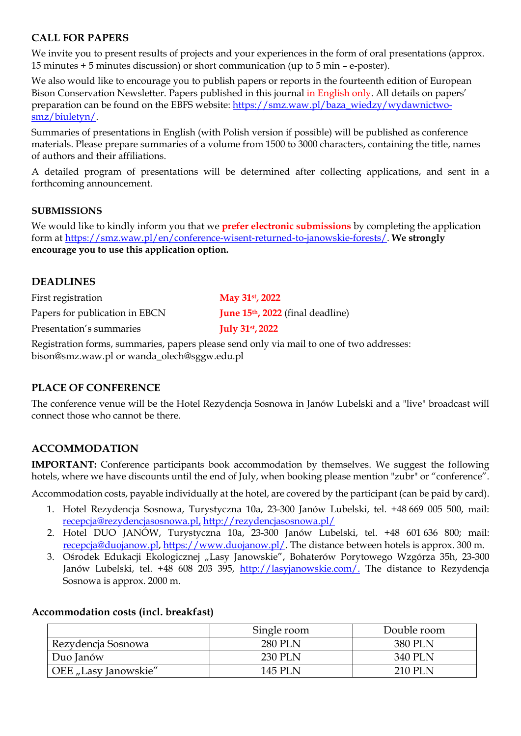## CALL FOR PAPERS

We invite you to present results of projects and your experiences in the form of oral presentations (approx. 15 minutes + 5 minutes discussion) or short communication (up to 5 min – e-poster).

We also would like to encourage you to publish papers or reports in the fourteenth edition of European Bison Conservation Newsletter. Papers published in this journal in English only. All details on papers' preparation can be found on the EBFS website: https://smz.waw.pl/baza_wiedzy/wydawnictwo-smz/biuletyn/.

Summaries of presentations in English (with Polish version if possible) will be published as conference materials. Please prepare summaries of a volume from 1500 to 3000 characters, containing the title, names of authors and their affiliations.

A detailed program of presentations will be determined after collecting applications, and sent in a forthcoming announcement.

### SUBMISSIONS

We would like to kindly inform you that we **prefer electronic submissions** by completing the application form at https://smz.waw.pl/en/conference-wisent-returned-to-janowskie-forests/. **We strongly encourage you to use this application option.**

## DEADLINES

| | |
|---|---|
| First registration | **May 31st, 2022** |
| Papers for publication in EBCN | **June 15th, 2022** (final deadline) |
| Presentation's summaries | **July 31st, 2022** |

Registration forms, summaries, papers please send only via mail to one of two addresses: bison@smz.waw.pl or wanda_olech@sggw.edu.pl

## PLACE OF CONFERENCE

The conference venue will be the Hotel Rezydencja Sosnowa in Janów Lubelski and a "live" broadcast will connect those who cannot be there.

## ACCOMMODATION

**IMPORTANT:** Conference participants book accommodation by themselves. We suggest the following hotels, where we have discounts until the end of July, when booking please mention "zubr" or "conference".

Accommodation costs, payable individually at the hotel, are covered by the participant (can be paid by card).

1. Hotel Rezydencja Sosnowa, Turystyczna 10a, 23-300 Janów Lubelski, tel. +48 669 005 500, mail: recepcja@rezydencjasosnowa.pl, http://rezydencjasosnowa.pl/
2. Hotel DUO JANÓW, Turystyczna 10a, 23-300 Janów Lubelski, tel. +48 601 636 800; mail: recepcja@duojanow.pl, https://www.duojanow.pl/. The distance between hotels is approx. 300 m.
3. Ośrodek Edukacji Ekologicznej „Lasy Janowskie", Bohaterów Porytowego Wzgórza 35h, 23-300 Janów Lubelski, tel. +48 608 203 395, http://lasyjanowskie.com/. The distance to Rezydencja Sosnowa is approx. 2000 m.

### Accommodation costs (incl. breakfast)

| | Single room | Double room |
|---|---|---|
| Rezydencja Sosnowa | 280 PLN | 380 PLN |
| Duo Janów | 230 PLN | 340 PLN |
| OEE „Lasy Janowskie" | 145 PLN | 210 PLN |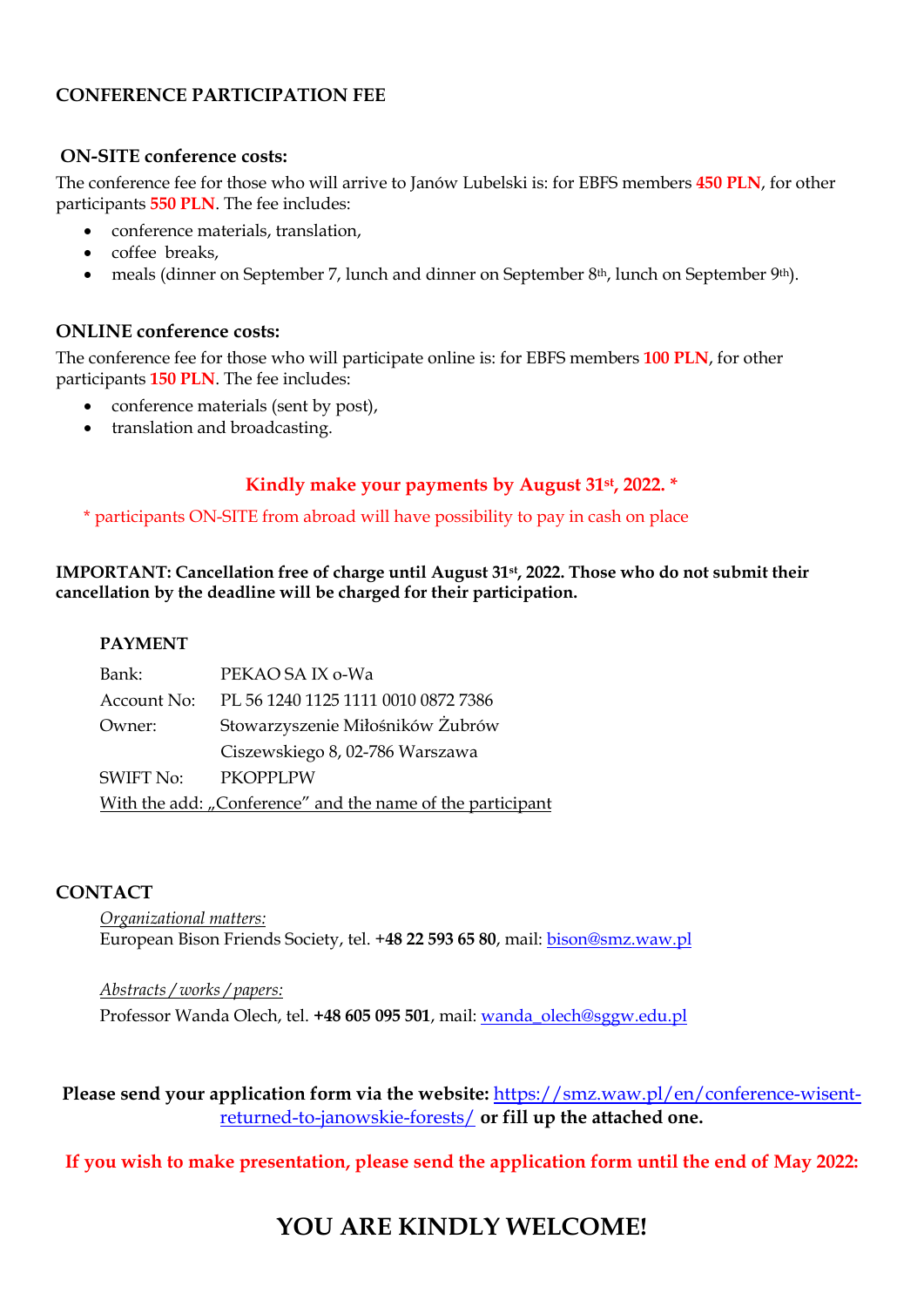## CONFERENCE PARTICIPATION FEE

### ON-SITE conference costs:

The conference fee for those who will arrive to Janów Lubelski is: for EBFS members **450 PLN**, for other participants **550 PLN**. The fee includes:

- conference materials, translation,
- coffee breaks,
- meals (dinner on September 7, lunch and dinner on September 8th, lunch on September 9th).

### ONLINE conference costs:

The conference fee for those who will participate online is: for EBFS members **100 PLN**, for other participants **150 PLN**. The fee includes:

- conference materials (sent by post),
- translation and broadcasting.

**Kindly make your payments by August 31st, 2022. \***

\* participants ON-SITE from abroad will have possibility to pay in cash on place

**IMPORTANT: Cancellation free of charge until August 31st, 2022. Those who do not submit their cancellation by the deadline will be charged for their participation.**

**PAYMENT**

| | |
|---|---|
| Bank: | PEKAO SA IX o-Wa |
| Account No: | PL 56 1240 1125 1111 0010 0872 7386 |
| Owner: | Stowarzyszenie Miłośników Żubrów |
| | Ciszewskiego 8, 02-786 Warszawa |
| SWIFT No: | PKOPPLPW |

With the add: „Conference" and the name of the participant

## CONTACT

*Organizational matters:*
European Bison Friends Society, tel. **+48 22 593 65 80**, mail: bison@smz.waw.pl

*Abstracts / works / papers:*
Professor Wanda Olech, tel. **+48 605 095 501**, mail: wanda_olech@sggw.edu.pl

**Please send your application form via the website:** https://smz.waw.pl/en/conference-wisent-returned-to-janowskie-forests/ **or fill up the attached one.**

**If you wish to make presentation, please send the application form until the end of May 2022:**

# YOU ARE KINDLY WELCOME!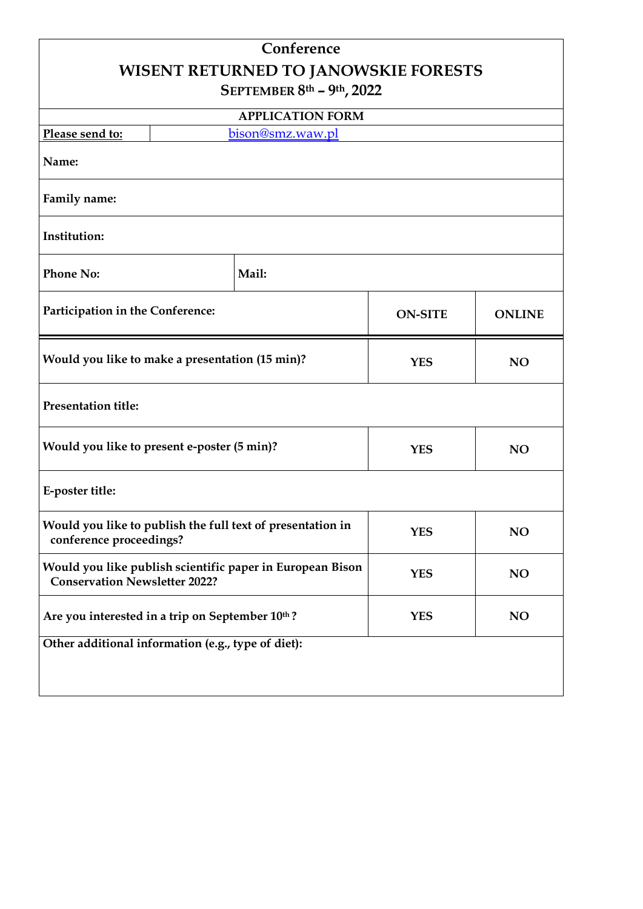# Conference

# WISENT RETURNED TO JANOWSKIE FORESTS

**SEPTEMBER 8th – 9th, 2022**

**APPLICATION FORM**

| | | | |
|---|---|---|---|
| **Please send to:** | bison@smz.waw.pl | | |
| **Name:** | | | |
| **Family name:** | | | |
| **Institution:** | | | |
| **Phone No:** | **Mail:** | | |
| **Participation in the Conference:** | | **ON-SITE** | **ONLINE** |
| **Would you like to make a presentation (15 min)?** | | **YES** | **NO** |
| **Presentation title:** | | | |
| **Would you like to present e-poster (5 min)?** | | **YES** | **NO** |
| **E-poster title:** | | | |
| **Would you like to publish the full text of presentation in conference proceedings?** | | **YES** | **NO** |
| **Would you like publish scientific paper in European Bison Conservation Newsletter 2022?** | | **YES** | **NO** |
| **Are you interested in a trip on September 10th ?** | | **YES** | **NO** |
| **Other additional information (e.g., type of diet):** | | | |